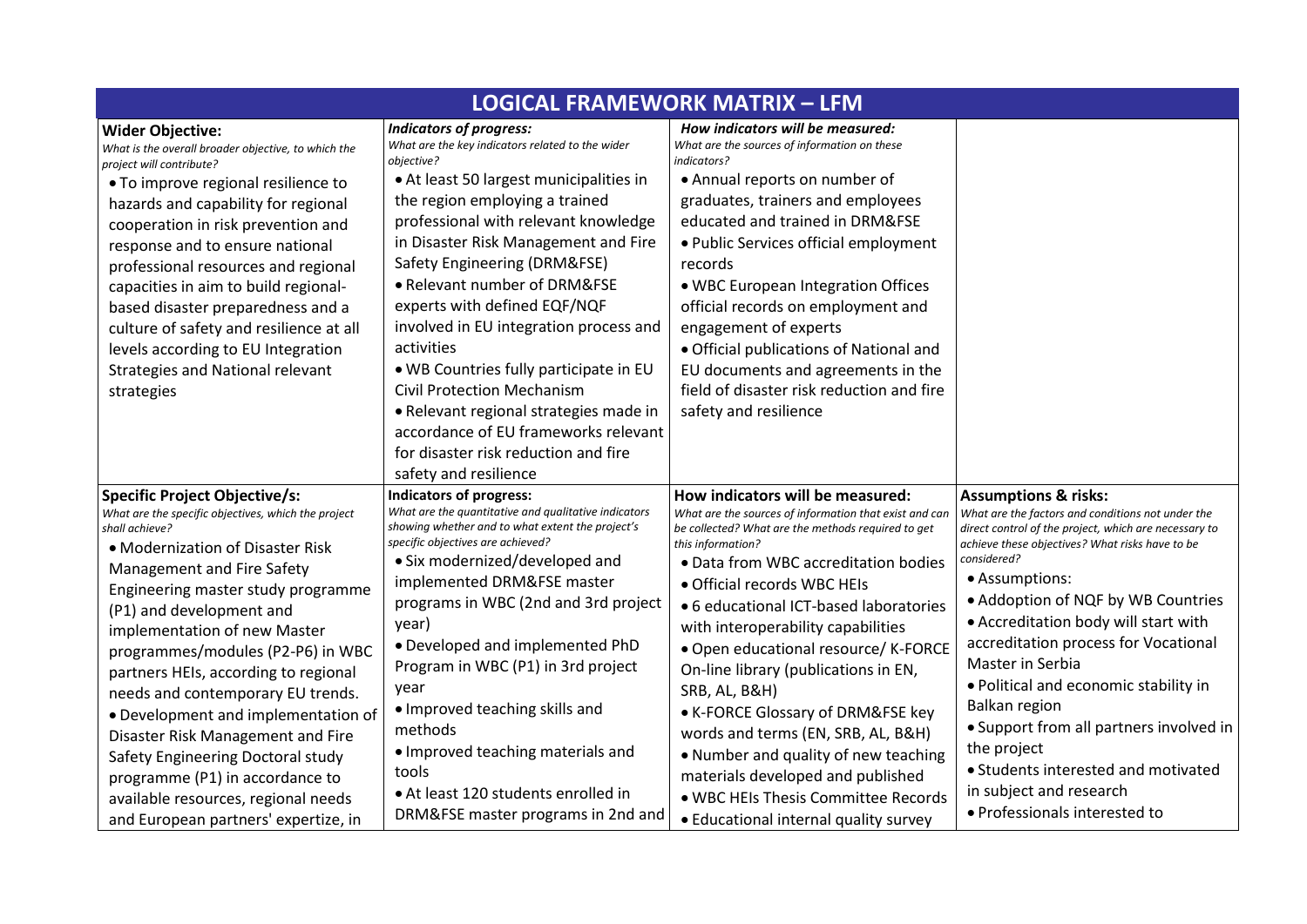# LOGICAL FRAMEWORK MATRIX – LFM

| **Wider Objective:** *What is the overall broader objective, to which the project will contribute?* | ***Indicators of progress:*** *What are the key indicators related to the wider objective?* | ***How indicators will be measured:*** *What are the sources of information on these indicators?* | |
|---|---|---|---|
| • To improve regional resilience to hazards and capability for regional cooperation in risk prevention and response and to ensure national professional resources and regional capacities in aim to build regional-based disaster preparedness and a culture of safety and resilience at all levels according to EU Integration Strategies and National relevant strategies | • At least 50 largest municipalities in the region employing a trained professional with relevant knowledge in Disaster Risk Management and Fire Safety Engineering (DRM&FSE)<br>• Relevant number of DRM&FSE experts with defined EQF/NQF involved in EU integration process and activities<br>• WB Countries fully participate in EU Civil Protection Mechanism<br>• Relevant regional strategies made in accordance of EU frameworks relevant for disaster risk reduction and fire safety and resilience | • Annual reports on number of graduates, trainers and employees educated and trained in DRM&FSE<br>• Public Services official employment records<br>• WBC European Integration Offices official records on employment and engagement of experts<br>• Official publications of National and EU documents and agreements in the field of disaster risk reduction and fire safety and resilience | |
| **Specific Project Objective/s:** *What are the specific objectives, which the project shall achieve?* | **Indicators of progress:** *What are the quantitative and qualitative indicators showing whether and to what extent the project's specific objectives are achieved?* | **How indicators will be measured:** *What are the sources of information that exist and can be collected? What are the methods required to get this information?* | **Assumptions & risks:** *What are the factors and conditions not under the direct control of the project, which are necessary to achieve these objectives? What risks have to be considered?* |
| • Modernization of Disaster Risk Management and Fire Safety Engineering master study programme (P1) and development and implementation of new Master programmes/modules (P2-P6) in WBC partners HEIs, according to regional needs and contemporary EU trends.<br>• Development and implementation of Disaster Risk Management and Fire Safety Engineering Doctoral study programme (P1) in accordance to available resources, regional needs and European partners' expertize, in | • Six modernized/developed and implemented DRM&FSE master programs in WBC (2nd and 3rd project year)<br>• Developed and implemented PhD Program in WBC (P1) in 3rd project year<br>• Improved teaching skills and methods<br>• Improved teaching materials and tools<br>• At least 120 students enrolled in DRM&FSE master programs in 2nd and | • Data from WBC accreditation bodies<br>• Official records WBC HEIs<br>• 6 educational ICT-based laboratories with interoperability capabilities<br>• Open educational resource/ K-FORCE On-line library (publications in EN, SRB, AL, B&H)<br>• K-FORCE Glossary of DRM&FSE key words and terms (EN, SRB, AL, B&H)<br>• Number and quality of new teaching materials developed and published<br>• WBC HEIs Thesis Committee Records<br>• Educational internal quality survey | • Assumptions:<br>• Addoption of NQF by WB Countries<br>• Accreditation body will start with accreditation process for Vocational Master in Serbia<br>• Political and economic stability in Balkan region<br>• Support from all partners involved in the project<br>• Students interested and motivated in subject and research<br>• Professionals interested to |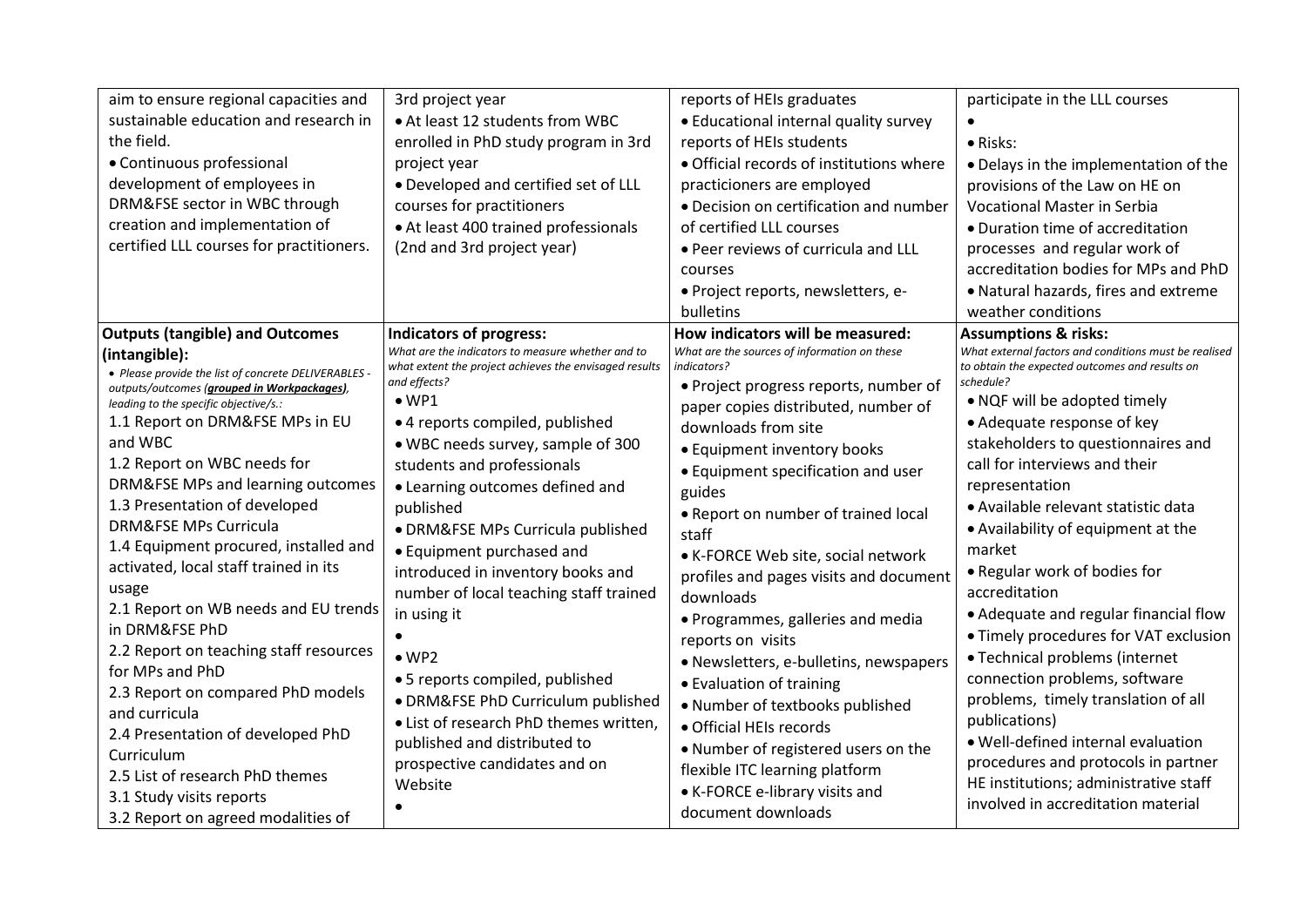| | | | |
|---|---|---|---|
| aim to ensure regional capacities and sustainable education and research in the field.<br>• Continuous professional development of employees in DRM&FSE sector in WBC through creation and implementation of certified LLL courses for practitioners. | 3rd project year<br>• At least 12 students from WBC enrolled in PhD study program in 3rd project year<br>• Developed and certified set of LLL courses for practitioners<br>• At least 400 trained professionals (2nd and 3rd project year) | reports of HEIs graduates<br>• Educational internal quality survey reports of HEIs students<br>• Official records of institutions where practicioners are employed<br>• Decision on certification and number of certified LLL courses<br>• Peer reviews of curricula and LLL courses<br>• Project reports, newsletters, e-bulletins | participate in the LLL courses<br>•<br>• Risks:<br>• Delays in the implementation of the provisions of the Law on HE on Vocational Master in Serbia<br>• Duration time of accreditation processes and regular work of accreditation bodies for MPs and PhD<br>• Natural hazards, fires and extreme weather conditions |
| **Outputs (tangible) and Outcomes (intangible):**<br>*• Please provide the list of concrete DELIVERABLES - outputs/outcomes (**grouped in Workpackages**), leading to the specific objective/s.:*<br>1.1 Report on DRM&FSE MPs in EU and WBC<br>1.2 Report on WBC needs for DRM&FSE MPs and learning outcomes<br>1.3 Presentation of developed DRM&FSE MPs Curricula<br>1.4 Equipment procured, installed and activated, local staff trained in its usage<br>2.1 Report on WB needs and EU trends in DRM&FSE PhD<br>2.2 Report on teaching staff resources for MPs and PhD<br>2.3 Report on compared PhD models and curricula<br>2.4 Presentation of developed PhD Curriculum<br>2.5 List of research PhD themes<br>3.1 Study visits reports<br>3.2 Report on agreed modalities of | **Indicators of progress:**<br>*What are the indicators to measure whether and to what extent the project achieves the envisaged results and effects?*<br>• WP1<br>• 4 reports compiled, published<br>• WBC needs survey, sample of 300 students and professionals<br>• Learning outcomes defined and published<br>• DRM&FSE MPs Curricula published<br>• Equipment purchased and introduced in inventory books and number of local teaching staff trained in using it<br>•<br>• WP2<br>• 5 reports compiled, published<br>• DRM&FSE PhD Curriculum published<br>• List of research PhD themes written, published and distributed to prospective candidates and on Website<br>• | **How indicators will be measured:**<br>*What are the sources of information on these indicators?*<br>• Project progress reports, number of paper copies distributed, number of downloads from site<br>• Equipment inventory books<br>• Equipment specification and user guides<br>• Report on number of trained local staff<br>• K-FORCE Web site, social network profiles and pages visits and document downloads<br>• Programmes, galleries and media reports on visits<br>• Newsletters, e-bulletins, newspapers<br>• Evaluation of training<br>• Number of textbooks published<br>• Official HEIs records<br>• Number of registered users on the flexible ITC learning platform<br>• K-FORCE e-library visits and document downloads | **Assumptions & risks:**<br>*What external factors and conditions must be realised to obtain the expected outcomes and results on schedule?*<br>• NQF will be adopted timely<br>• Adequate response of key stakeholders to questionnaires and call for interviews and their representation<br>• Available relevant statistic data<br>• Availability of equipment at the market<br>• Regular work of bodies for accreditation<br>• Adequate and regular financial flow<br>• Timely procedures for VAT exclusion<br>• Technical problems (internet connection problems, software problems, timely translation of all publications)<br>• Well-defined internal evaluation procedures and protocols in partner HE institutions; administrative staff involved in accreditation material |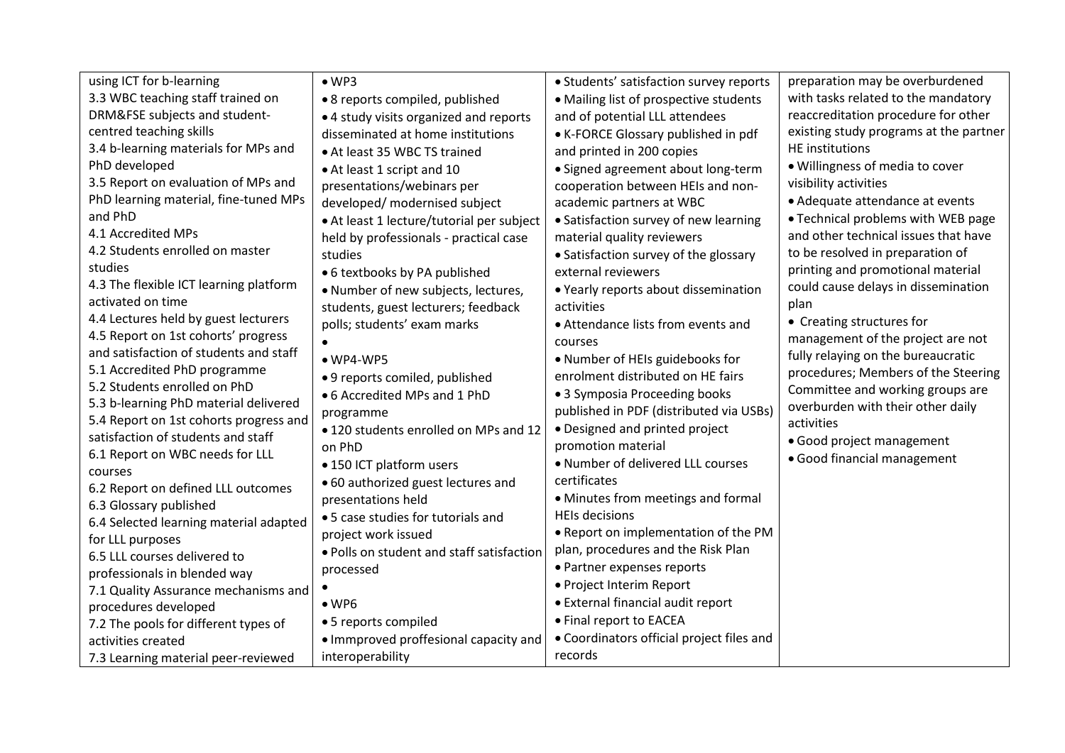| | | | |
|---|---|---|---|
| using ICT for b-learning<br>3.3 WBC teaching staff trained on DRM&FSE subjects and student-centred teaching skills<br>3.4 b-learning materials for MPs and PhD developed<br>3.5 Report on evaluation of MPs and PhD learning material, fine-tuned MPs and PhD<br>4.1 Accredited MPs<br>4.2 Students enrolled on master studies<br>4.3 The flexible ICT learning platform activated on time<br>4.4 Lectures held by guest lecturers<br>4.5 Report on 1st cohorts' progress and satisfaction of students and staff<br>5.1 Accredited PhD programme<br>5.2 Students enrolled on PhD<br>5.3 b-learning PhD material delivered<br>5.4 Report on 1st cohorts progress and satisfaction of students and staff<br>6.1 Report on WBC needs for LLL courses<br>6.2 Report on defined LLL outcomes<br>6.3 Glossary published<br>6.4 Selected learning material adapted for LLL purposes<br>6.5 LLL courses delivered to professionals in blended way<br>7.1 Quality Assurance mechanisms and procedures developed<br>7.2 The pools for different types of activities created<br>7.3 Learning material peer-reviewed | • WP3<br>• 8 reports compiled, published<br>• 4 study visits organized and reports disseminated at home institutions<br>• At least 35 WBC TS trained<br>• At least 1 script and 10 presentations/webinars per developed/ modernised subject<br>• At least 1 lecture/tutorial per subject held by professionals - practical case studies<br>• 6 textbooks by PA published<br>• Number of new subjects, lectures, students, guest lecturers; feedback polls; students' exam marks<br>•<br>• WP4-WP5<br>• 9 reports comiled, published<br>• 6 Accredited MPs and 1 PhD programme<br>• 120 students enrolled on MPs and 12 on PhD<br>• 150 ICT platform users<br>• 60 authorized guest lectures and presentations held<br>• 5 case studies for tutorials and project work issued<br>• Polls on student and staff satisfaction processed<br>•<br>• WP6<br>• 5 reports compiled<br>• Immproved proffesional capacity and interoperability | • Students' satisfaction survey reports<br>• Mailing list of prospective students and of potential LLL attendees<br>• K-FORCE Glossary published in pdf and printed in 200 copies<br>• Signed agreement about long-term cooperation between HEIs and non-academic partners at WBC<br>• Satisfaction survey of new learning material quality reviewers<br>• Satisfaction survey of the glossary external reviewers<br>• Yearly reports about dissemination activities<br>• Attendance lists from events and courses<br>• Number of HEIs guidebooks for enrolment distributed on HE fairs<br>• 3 Symposia Proceeding books published in PDF (distributed via USBs)<br>• Designed and printed project promotion material<br>• Number of delivered LLL courses certificates<br>• Minutes from meetings and formal HEIs decisions<br>• Report on implementation of the PM plan, procedures and the Risk Plan<br>• Partner expenses reports<br>• Project Interim Report<br>• External financial audit report<br>• Final report to EACEA<br>• Coordinators official project files and records | preparation may be overburdened with tasks related to the mandatory reaccreditation procedure for other existing study programs at the partner HE institutions<br>• Willingness of media to cover visibility activities<br>• Adequate attendance at events<br>• Technical problems with WEB page and other technical issues that have to be resolved in preparation of printing and promotional material could cause delays in dissemination plan<br>• Creating structures for management of the project are not fully relaying on the bureaucratic procedures; Members of the Steering Committee and working groups are overburden with their other daily activities<br>• Good project management<br>• Good financial management |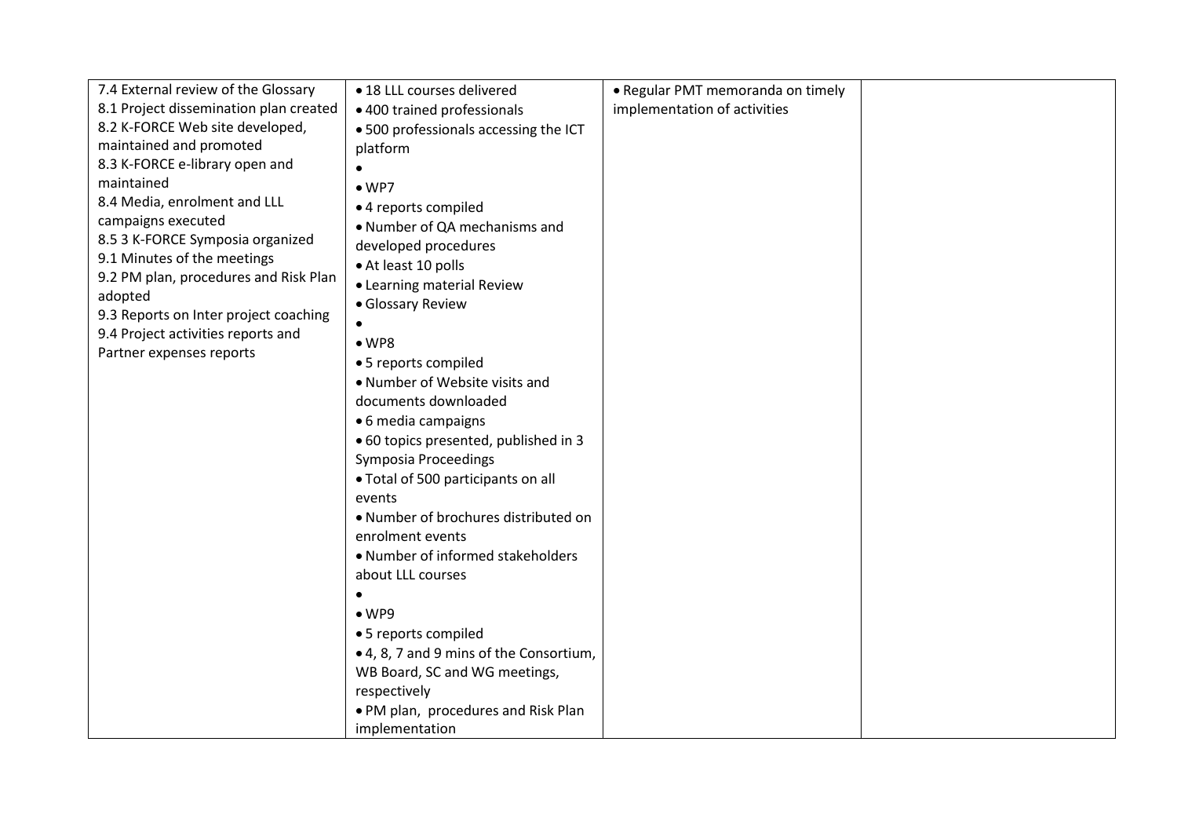| | | | |
|---|---|---|---|
| 7.4 External review of the Glossary<br>8.1 Project dissemination plan created<br>8.2 K-FORCE Web site developed, maintained and promoted<br>8.3 K-FORCE e-library open and maintained<br>8.4 Media, enrolment and LLL campaigns executed<br>8.5 3 K-FORCE Symposia organized<br>9.1 Minutes of the meetings<br>9.2 PM plan, procedures and Risk Plan adopted<br>9.3 Reports on Inter project coaching<br>9.4 Project activities reports and Partner expenses reports | • 18 LLL courses delivered<br>• 400 trained professionals<br>• 500 professionals accessing the ICT platform<br>•<br>• WP7<br>• 4 reports compiled<br>• Number of QA mechanisms and developed procedures<br>• At least 10 polls<br>• Learning material Review<br>• Glossary Review<br>•<br>• WP8<br>• 5 reports compiled<br>• Number of Website visits and documents downloaded<br>• 6 media campaigns<br>• 60 topics presented, published in 3 Symposia Proceedings<br>• Total of 500 participants on all events<br>• Number of brochures distributed on enrolment events<br>• Number of informed stakeholders about LLL courses<br>•<br>• WP9<br>• 5 reports compiled<br>• 4, 8, 7 and 9 mins of the Consortium, WB Board, SC and WG meetings, respectively<br>• PM plan, procedures and Risk Plan implementation | • Regular PMT memoranda on timely implementation of activities | |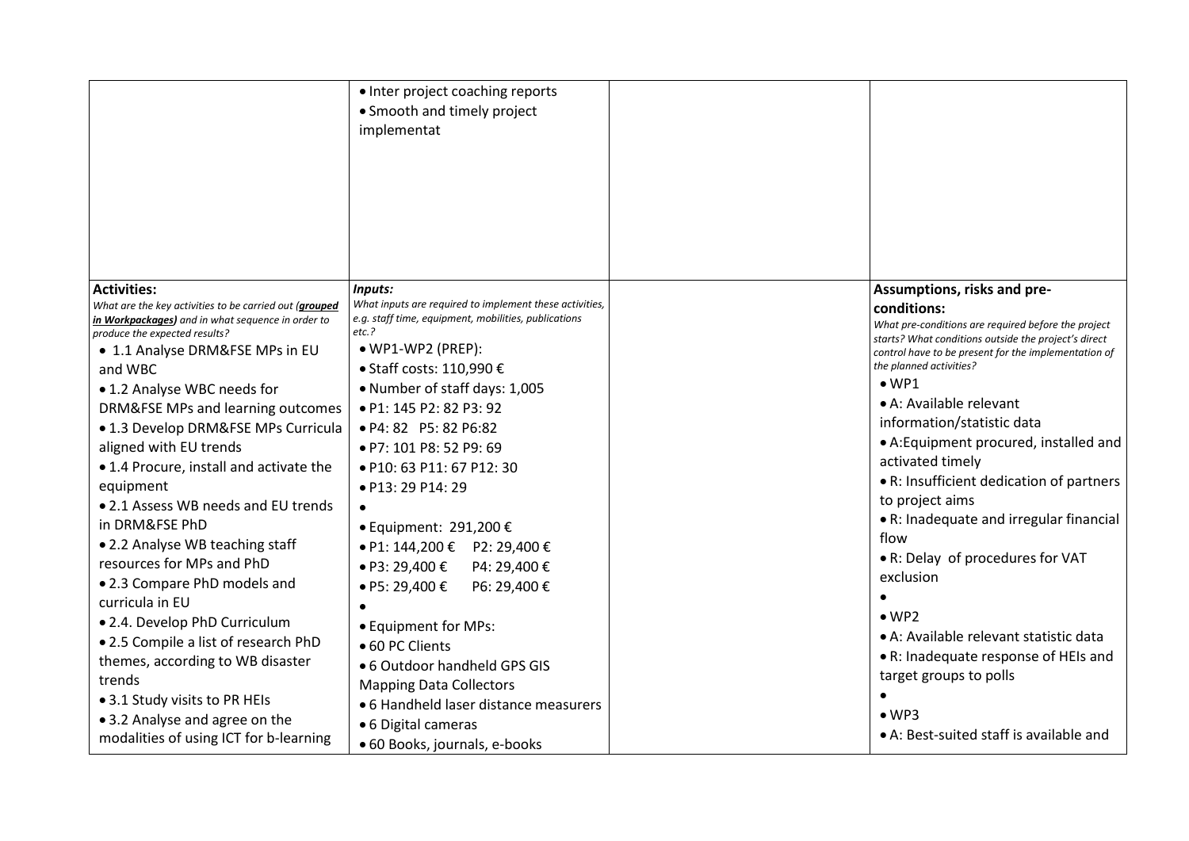| | | | |
|---|---|---|---|
| | • Inter project coaching reports<br>• Smooth and timely project implementat | | |
| **Activities:**<br>*What are the key activities to be carried out (**grouped in Workpackages**) and in what sequence in order to produce the expected results?*<br>• 1.1 Analyse DRM&FSE MPs in EU and WBC<br>• 1.2 Analyse WBC needs for DRM&FSE MPs and learning outcomes<br>• 1.3 Develop DRM&FSE MPs Curricula aligned with EU trends<br>• 1.4 Procure, install and activate the equipment<br>• 2.1 Assess WB needs and EU trends in DRM&FSE PhD<br>• 2.2 Analyse WB teaching staff resources for MPs and PhD<br>• 2.3 Compare PhD models and curricula in EU<br>• 2.4. Develop PhD Curriculum<br>• 2.5 Compile a list of research PhD themes, according to WB disaster trends<br>• 3.1 Study visits to PR HEIs<br>• 3.2 Analyse and agree on the modalities of using ICT for b-learning | ***Inputs:***<br>*What inputs are required to implement these activities, e.g. staff time, equipment, mobilities, publications etc.?*<br>• WP1-WP2 (PREP):<br>• Staff costs: 110,990 €<br>• Number of staff days: 1,005<br>• P1: 145 P2: 82 P3: 92<br>• P4: 82 P5: 82 P6:82<br>• P7: 101 P8: 52 P9: 69<br>• P10: 63 P11: 67 P12: 30<br>• P13: 29 P14: 29<br>•<br>• Equipment: 291,200 €<br>• P1: 144,200 € P2: 29,400 €<br>• P3: 29,400 € P4: 29,400 €<br>• P5: 29,400 € P6: 29,400 €<br>•<br>• Equipment for MPs:<br>• 60 PC Clients<br>• 6 Outdoor handheld GPS GIS Mapping Data Collectors<br>• 6 Handheld laser distance measurers<br>• 6 Digital cameras<br>• 60 Books, journals, e-books | | **Assumptions, risks and pre-conditions:**<br>*What pre-conditions are required before the project starts? What conditions outside the project's direct control have to be present for the implementation of the planned activities?*<br>• WP1<br>• A: Available relevant information/statistic data<br>• A:Equipment procured, installed and activated timely<br>• R: Insufficient dedication of partners to project aims<br>• R: Inadequate and irregular financial flow<br>• R: Delay of procedures for VAT exclusion<br>•<br>• WP2<br>• A: Available relevant statistic data<br>• R: Inadequate response of HEIs and target groups to polls<br>•<br>• WP3<br>• A: Best-suited staff is available and |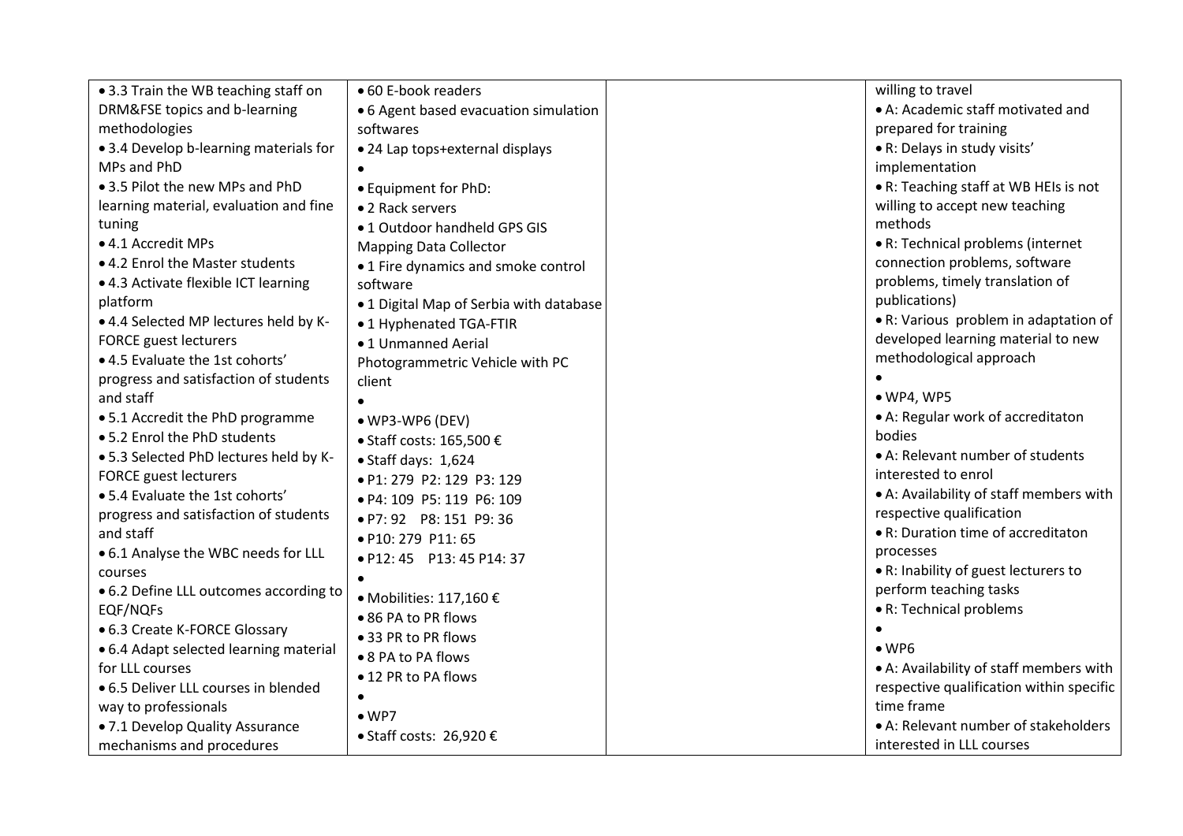| | | | |
|---|---|---|---|
| • 3.3 Train the WB teaching staff on DRM&FSE topics and b-learning methodologies<br>• 3.4 Develop b-learning materials for MPs and PhD<br>• 3.5 Pilot the new MPs and PhD learning material, evaluation and fine tuning<br>• 4.1 Accredit MPs<br>• 4.2 Enrol the Master students<br>• 4.3 Activate flexible ICT learning platform<br>• 4.4 Selected MP lectures held by K-FORCE guest lecturers<br>• 4.5 Evaluate the 1st cohorts' progress and satisfaction of students and staff<br>• 5.1 Accredit the PhD programme<br>• 5.2 Enrol the PhD students<br>• 5.3 Selected PhD lectures held by K-FORCE guest lecturers<br>• 5.4 Evaluate the 1st cohorts' progress and satisfaction of students and staff<br>• 6.1 Analyse the WBC needs for LLL courses<br>• 6.2 Define LLL outcomes according to EQF/NQFs<br>• 6.3 Create K-FORCE Glossary<br>• 6.4 Adapt selected learning material for LLL courses<br>• 6.5 Deliver LLL courses in blended way to professionals<br>• 7.1 Develop Quality Assurance mechanisms and procedures | • 60 E-book readers<br>• 6 Agent based evacuation simulation softwares<br>• 24 Lap tops+external displays<br>•<br>• Equipment for PhD:<br>• 2 Rack servers<br>• 1 Outdoor handheld GPS GIS Mapping Data Collector<br>• 1 Fire dynamics and smoke control software<br>• 1 Digital Map of Serbia with database<br>• 1 Hyphenated TGA-FTIR<br>• 1 Unmanned Aerial Photogrammetric Vehicle with PC client<br>•<br>• WP3-WP6 (DEV)<br>• Staff costs: 165,500 €<br>• Staff days: 1,624<br>• P1: 279 P2: 129 P3: 129<br>• P4: 109 P5: 119 P6: 109<br>• P7: 92 P8: 151 P9: 36<br>• P10: 279 P11: 65<br>• P12: 45 P13: 45 P14: 37<br>•<br>• Mobilities: 117,160 €<br>• 86 PA to PR flows<br>• 33 PR to PR flows<br>• 8 PA to PA flows<br>• 12 PR to PA flows<br>•<br>• WP7<br>• Staff costs: 26,920 € | | willing to travel<br>• A: Academic staff motivated and prepared for training<br>• R: Delays in study visits' implementation<br>• R: Teaching staff at WB HEIs is not willing to accept new teaching methods<br>• R: Technical problems (internet connection problems, software problems, timely translation of publications)<br>• R: Various problem in adaptation of developed learning material to new methodological approach<br>•<br>• WP4, WP5<br>• A: Regular work of accreditaton bodies<br>• A: Relevant number of students interested to enrol<br>• A: Availability of staff members with respective qualification<br>• R: Duration time of accreditaton processes<br>• R: Inability of guest lecturers to perform teaching tasks<br>• R: Technical problems<br>•<br>• WP6<br>• A: Availability of staff members with respective qualification within specific time frame<br>• A: Relevant number of stakeholders interested in LLL courses |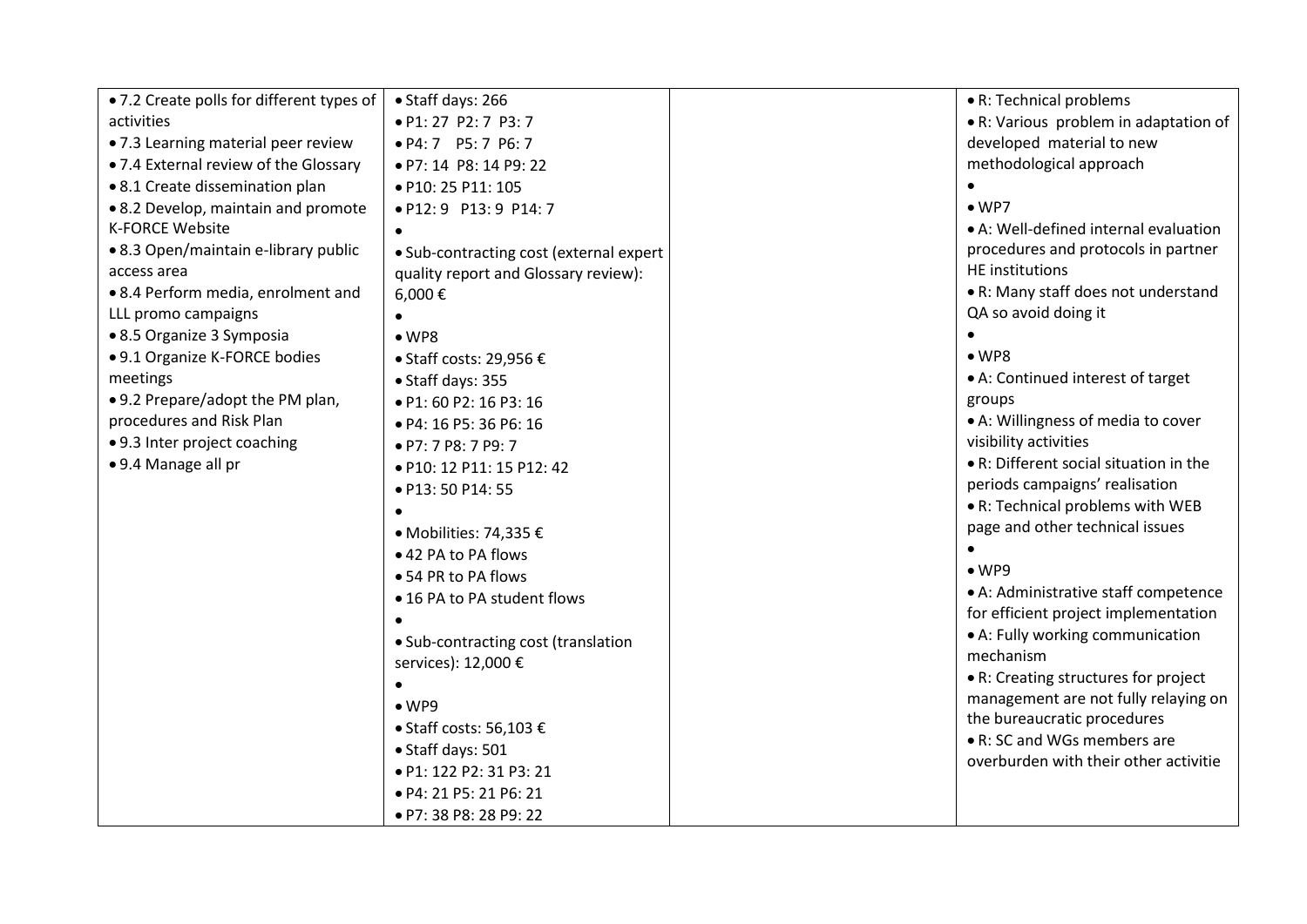| | | | |
|---|---|---|---|
| • 7.2 Create polls for different types of activities<br>• 7.3 Learning material peer review<br>• 7.4 External review of the Glossary<br>• 8.1 Create dissemination plan<br>• 8.2 Develop, maintain and promote K-FORCE Website<br>• 8.3 Open/maintain e-library public access area<br>• 8.4 Perform media, enrolment and LLL promo campaigns<br>• 8.5 Organize 3 Symposia<br>• 9.1 Organize K-FORCE bodies meetings<br>• 9.2 Prepare/adopt the PM plan, procedures and Risk Plan<br>• 9.3 Inter project coaching<br>• 9.4 Manage all pr | • Staff days: 266<br>• P1: 27 P2: 7 P3: 7<br>• P4: 7 P5: 7 P6: 7<br>• P7: 14 P8: 14 P9: 22<br>• P10: 25 P11: 105<br>• P12: 9 P13: 9 P14: 7<br>•<br>• Sub-contracting cost (external expert quality report and Glossary review): 6,000 €<br>•<br>• WP8<br>• Staff costs: 29,956 €<br>• Staff days: 355<br>• P1: 60 P2: 16 P3: 16<br>• P4: 16 P5: 36 P6: 16<br>• P7: 7 P8: 7 P9: 7<br>• P10: 12 P11: 15 P12: 42<br>• P13: 50 P14: 55<br>•<br>• Mobilities: 74,335 €<br>• 42 PA to PA flows<br>• 54 PR to PA flows<br>• 16 PA to PA student flows<br>•<br>• Sub-contracting cost (translation services): 12,000 €<br>•<br>• WP9<br>• Staff costs: 56,103 €<br>• Staff days: 501<br>• P1: 122 P2: 31 P3: 21<br>• P4: 21 P5: 21 P6: 21<br>• P7: 38 P8: 28 P9: 22 | | • R: Technical problems<br>• R: Various problem in adaptation of developed material to new methodological approach<br>•<br>• WP7<br>• A: Well-defined internal evaluation procedures and protocols in partner HE institutions<br>• R: Many staff does not understand QA so avoid doing it<br>•<br>• WP8<br>• A: Continued interest of target groups<br>• A: Willingness of media to cover visibility activities<br>• R: Different social situation in the periods campaigns' realisation<br>• R: Technical problems with WEB page and other technical issues<br>•<br>• WP9<br>• A: Administrative staff competence for efficient project implementation<br>• A: Fully working communication mechanism<br>• R: Creating structures for project management are not fully relaying on the bureaucratic procedures<br>• R: SC and WGs members are overburden with their other activitie |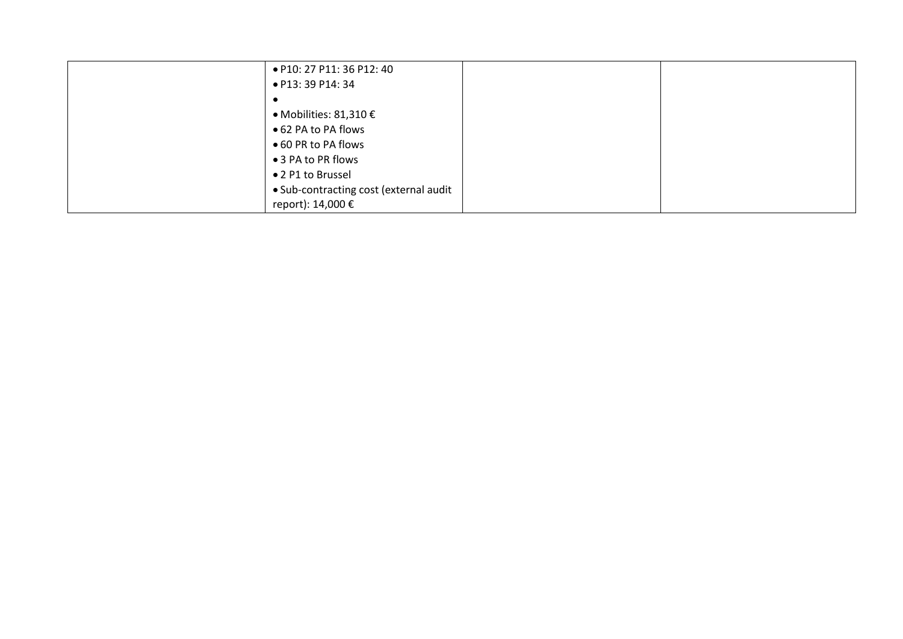| | | | |
|---|---|---|---|
| | • P10: 27 P11: 36 P12: 40<br>• P13: 39 P14: 34<br>•<br>• Mobilities: 81,310 €<br>• 62 PA to PA flows<br>• 60 PR to PA flows<br>• 3 PA to PR flows<br>• 2 P1 to Brussel<br>• Sub-contracting cost (external audit report): 14,000 € | | |